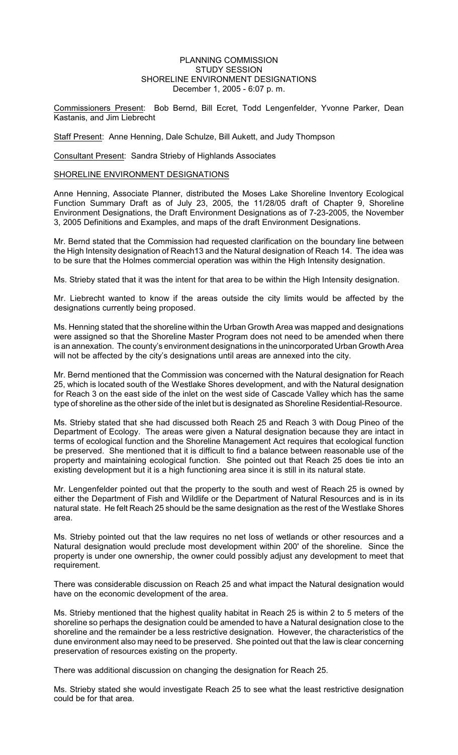PLANNING COMMISSION
STUDY SESSION
SHORELINE ENVIRONMENT DESIGNATIONS
December 1, 2005 - 6:07 p. m.

Commissioners Present: Bob Bernd, Bill Ecret, Todd Lengenfelder, Yvonne Parker, Dean Kastanis, and Jim Liebrecht

Staff Present: Anne Henning, Dale Schulze, Bill Aukett, and Judy Thompson

Consultant Present: Sandra Strieby of Highlands Associates

SHORELINE ENVIRONMENT DESIGNATIONS

Anne Henning, Associate Planner, distributed the Moses Lake Shoreline Inventory Ecological Function Summary Draft as of July 23, 2005, the 11/28/05 draft of Chapter 9, Shoreline Environment Designations, the Draft Environment Designations as of 7-23-2005, the November 3, 2005 Definitions and Examples, and maps of the draft Environment Designations.

Mr. Bernd stated that the Commission had requested clarification on the boundary line between the High Intensity designation of Reach13 and the Natural designation of Reach 14. The idea was to be sure that the Holmes commercial operation was within the High Intensity designation.

Ms. Strieby stated that it was the intent for that area to be within the High Intensity designation.

Mr. Liebrecht wanted to know if the areas outside the city limits would be affected by the designations currently being proposed.

Ms. Henning stated that the shoreline within the Urban Growth Area was mapped and designations were assigned so that the Shoreline Master Program does not need to be amended when there is an annexation. The county's environment designations in the unincorporated Urban Growth Area will not be affected by the city's designations until areas are annexed into the city.

Mr. Bernd mentioned that the Commission was concerned with the Natural designation for Reach 25, which is located south of the Westlake Shores development, and with the Natural designation for Reach 3 on the east side of the inlet on the west side of Cascade Valley which has the same type of shoreline as the other side of the inlet but is designated as Shoreline Residential-Resource.

Ms. Strieby stated that she had discussed both Reach 25 and Reach 3 with Doug Pineo of the Department of Ecology. The areas were given a Natural designation because they are intact in terms of ecological function and the Shoreline Management Act requires that ecological function be preserved. She mentioned that it is difficult to find a balance between reasonable use of the property and maintaining ecological function. She pointed out that Reach 25 does tie into an existing development but it is a high functioning area since it is still in its natural state.

Mr. Lengenfelder pointed out that the property to the south and west of Reach 25 is owned by either the Department of Fish and Wildlife or the Department of Natural Resources and is in its natural state. He felt Reach 25 should be the same designation as the rest of the Westlake Shores area.

Ms. Strieby pointed out that the law requires no net loss of wetlands or other resources and a Natural designation would preclude most development within 200' of the shoreline. Since the property is under one ownership, the owner could possibly adjust any development to meet that requirement.

There was considerable discussion on Reach 25 and what impact the Natural designation would have on the economic development of the area.

Ms. Strieby mentioned that the highest quality habitat in Reach 25 is within 2 to 5 meters of the shoreline so perhaps the designation could be amended to have a Natural designation close to the shoreline and the remainder be a less restrictive designation. However, the characteristics of the dune environment also may need to be preserved. She pointed out that the law is clear concerning preservation of resources existing on the property.

There was additional discussion on changing the designation for Reach 25.

Ms. Strieby stated she would investigate Reach 25 to see what the least restrictive designation could be for that area.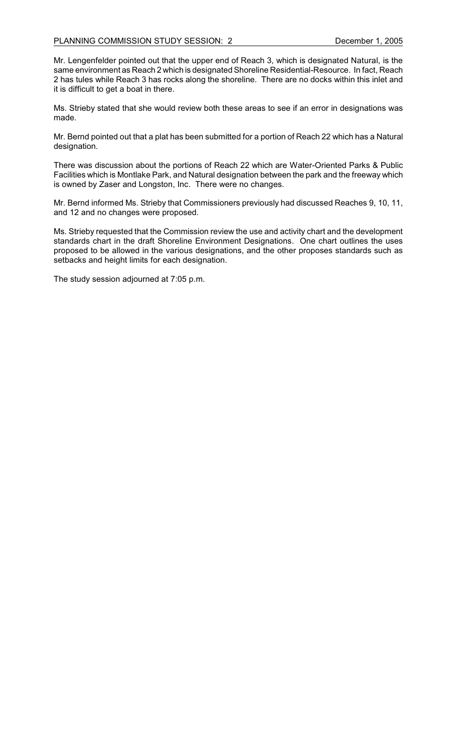Mr. Lengenfelder pointed out that the upper end of Reach 3, which is designated Natural, is the same environment as Reach 2 which is designated Shoreline Residential-Resource. In fact, Reach 2 has tules while Reach 3 has rocks along the shoreline. There are no docks within this inlet and it is difficult to get a boat in there.

Ms. Strieby stated that she would review both these areas to see if an error in designations was made.

Mr. Bernd pointed out that a plat has been submitted for a portion of Reach 22 which has a Natural designation.

There was discussion about the portions of Reach 22 which are Water-Oriented Parks & Public Facilities which is Montlake Park, and Natural designation between the park and the freeway which is owned by Zaser and Longston, Inc. There were no changes.

Mr. Bernd informed Ms. Strieby that Commissioners previously had discussed Reaches 9, 10, 11, and 12 and no changes were proposed.

Ms. Strieby requested that the Commission review the use and activity chart and the development standards chart in the draft Shoreline Environment Designations. One chart outlines the uses proposed to be allowed in the various designations, and the other proposes standards such as setbacks and height limits for each designation.

The study session adjourned at 7:05 p.m.